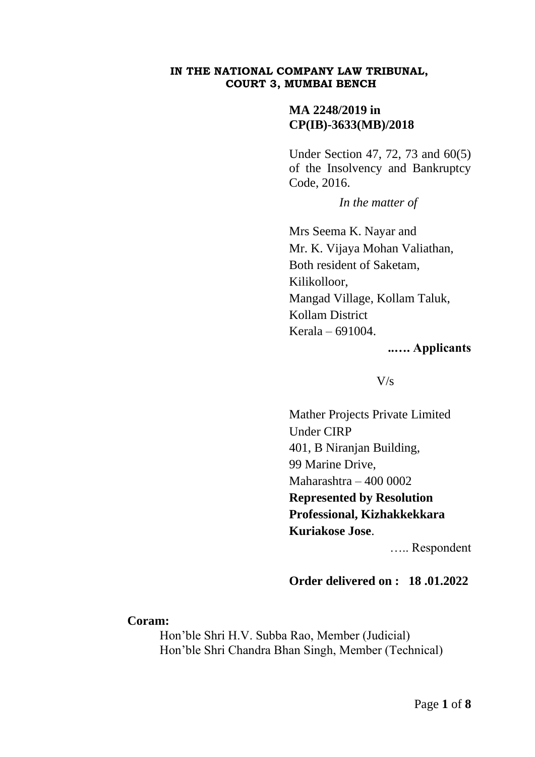**IN THE NATIONAL COMPANY LAW TRIBUNAL, COURT 3, MUMBAI BENCH**

**MA 2248/2019 in CP(IB)-3633(MB)/2018**

Under Section 47, 72, 73 and 60(5) of the Insolvency and Bankruptcy Code, 2016.

*In the matter of*

Mrs Seema K. Nayar and
Mr. K. Vijaya Mohan Valiathan,
Both resident of Saketam,
Kilikolloor,
Mangad Village, Kollam Taluk,
Kollam District
Kerala – 691004.

**..…. Applicants**

V/s

Mather Projects Private Limited
Under CIRP
401, B Niranjan Building,
99 Marine Drive,
Maharashtra – 400 0002
**Represented by Resolution Professional, Kizhakkekkara Kuriakose Jose**.

….. Respondent

**Order delivered on : 18 .01.2022**

**Coram:**

Hon'ble Shri H.V. Subba Rao, Member (Judicial)
Hon'ble Shri Chandra Bhan Singh, Member (Technical)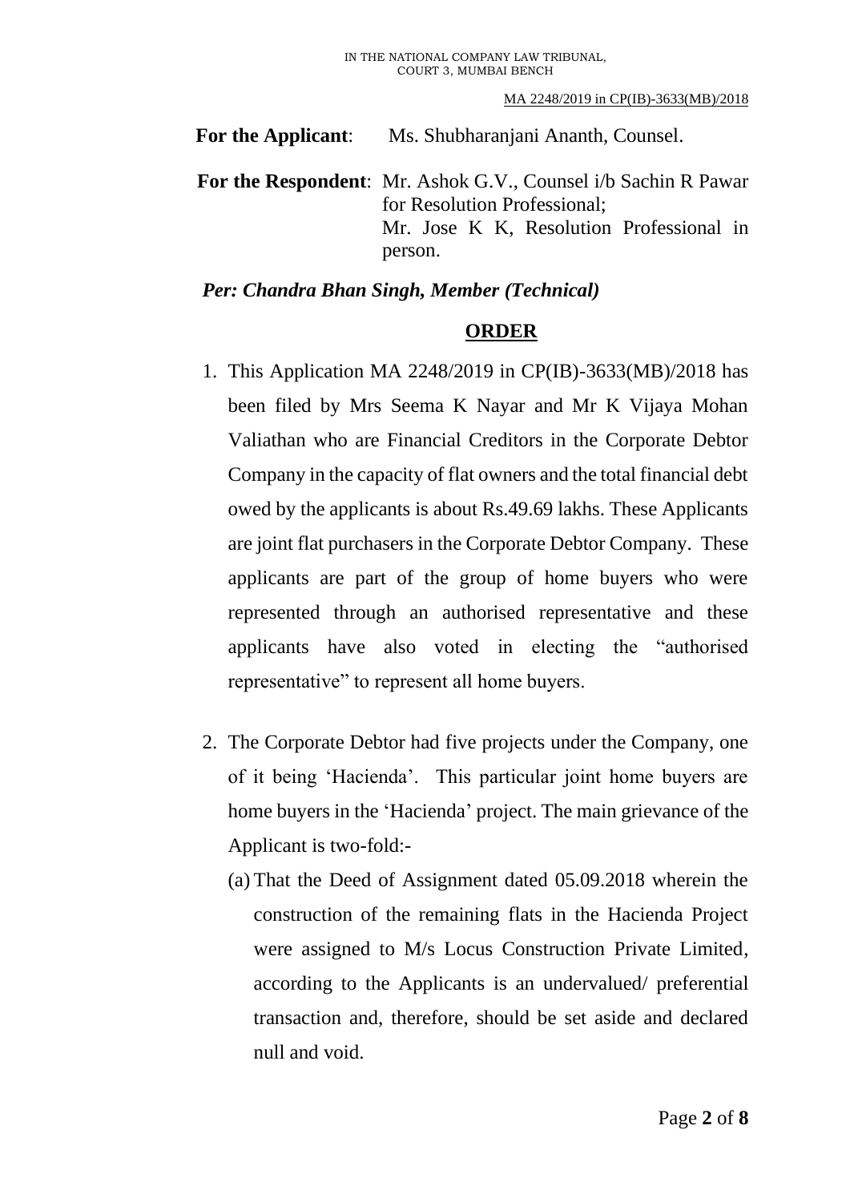**For the Applicant**: Ms. Shubharanjani Ananth, Counsel.

**For the Respondent**: Mr. Ashok G.V., Counsel i/b Sachin R Pawar for Resolution Professional;
Mr. Jose K K, Resolution Professional in person.

***Per: Chandra Bhan Singh, Member (Technical)***

## ORDER

1. This Application MA 2248/2019 in CP(IB)-3633(MB)/2018 has been filed by Mrs Seema K Nayar and Mr K Vijaya Mohan Valiathan who are Financial Creditors in the Corporate Debtor Company in the capacity of flat owners and the total financial debt owed by the applicants is about Rs.49.69 lakhs. These Applicants are joint flat purchasers in the Corporate Debtor Company. These applicants are part of the group of home buyers who were represented through an authorised representative and these applicants have also voted in electing the "authorised representative" to represent all home buyers.

2. The Corporate Debtor had five projects under the Company, one of it being 'Hacienda'. This particular joint home buyers are home buyers in the 'Hacienda' project. The main grievance of the Applicant is two-fold:-
   (a) That the Deed of Assignment dated 05.09.2018 wherein the construction of the remaining flats in the Hacienda Project were assigned to M/s Locus Construction Private Limited, according to the Applicants is an undervalued/ preferential transaction and, therefore, should be set aside and declared null and void.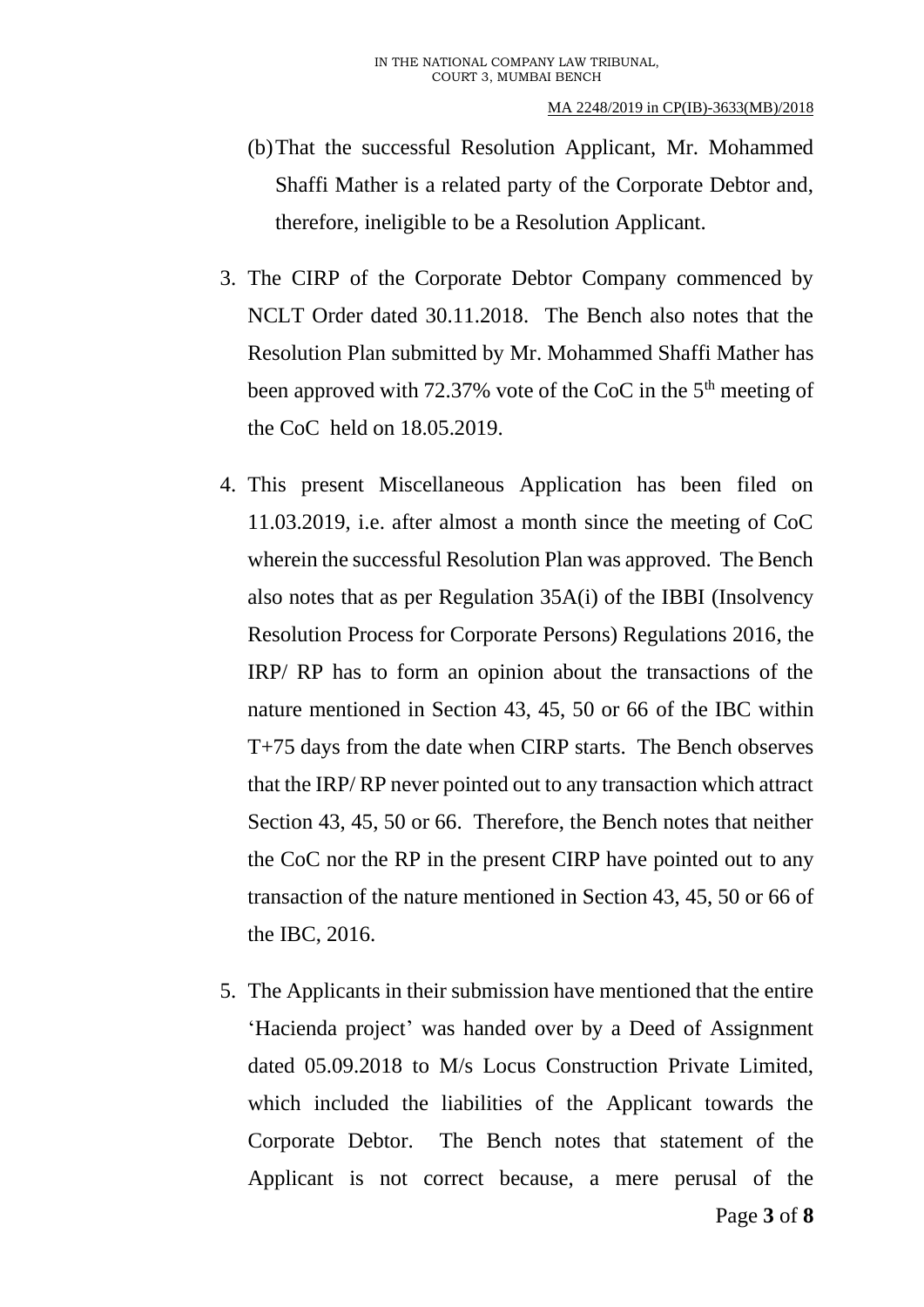(b) That the successful Resolution Applicant, Mr. Mohammed Shaffi Mather is a related party of the Corporate Debtor and, therefore, ineligible to be a Resolution Applicant.

3. The CIRP of the Corporate Debtor Company commenced by NCLT Order dated 30.11.2018. The Bench also notes that the Resolution Plan submitted by Mr. Mohammed Shaffi Mather has been approved with 72.37% vote of the CoC in the 5th meeting of the CoC held on 18.05.2019.

4. This present Miscellaneous Application has been filed on 11.03.2019, i.e. after almost a month since the meeting of CoC wherein the successful Resolution Plan was approved. The Bench also notes that as per Regulation 35A(i) of the IBBI (Insolvency Resolution Process for Corporate Persons) Regulations 2016, the IRP/ RP has to form an opinion about the transactions of the nature mentioned in Section 43, 45, 50 or 66 of the IBC within T+75 days from the date when CIRP starts. The Bench observes that the IRP/ RP never pointed out to any transaction which attract Section 43, 45, 50 or 66. Therefore, the Bench notes that neither the CoC nor the RP in the present CIRP have pointed out to any transaction of the nature mentioned in Section 43, 45, 50 or 66 of the IBC, 2016.

5. The Applicants in their submission have mentioned that the entire 'Hacienda project' was handed over by a Deed of Assignment dated 05.09.2018 to M/s Locus Construction Private Limited, which included the liabilities of the Applicant towards the Corporate Debtor. The Bench notes that statement of the Applicant is not correct because, a mere perusal of the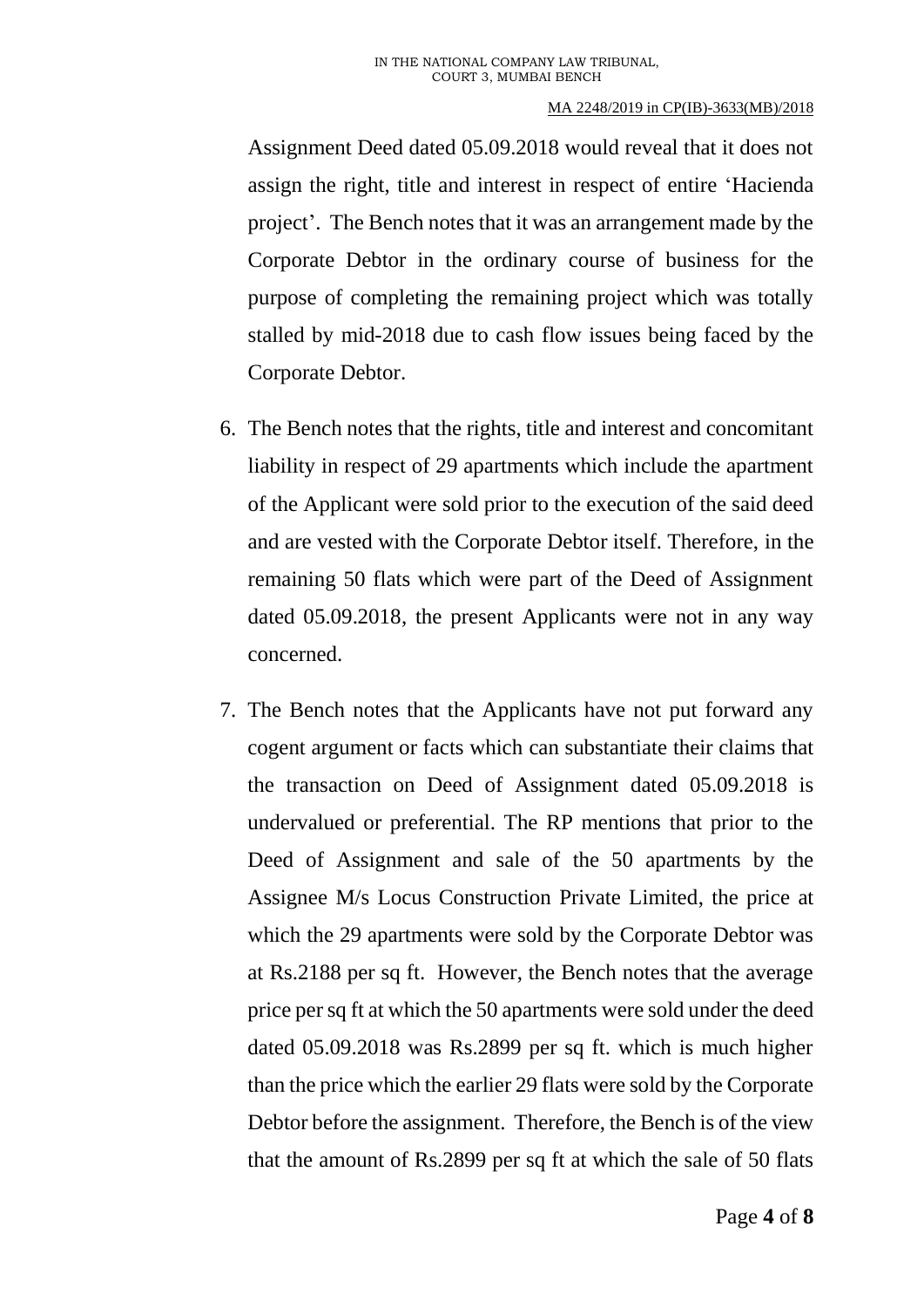Assignment Deed dated 05.09.2018 would reveal that it does not assign the right, title and interest in respect of entire 'Hacienda project'. The Bench notes that it was an arrangement made by the Corporate Debtor in the ordinary course of business for the purpose of completing the remaining project which was totally stalled by mid-2018 due to cash flow issues being faced by the Corporate Debtor.

6. The Bench notes that the rights, title and interest and concomitant liability in respect of 29 apartments which include the apartment of the Applicant were sold prior to the execution of the said deed and are vested with the Corporate Debtor itself. Therefore, in the remaining 50 flats which were part of the Deed of Assignment dated 05.09.2018, the present Applicants were not in any way concerned.

7. The Bench notes that the Applicants have not put forward any cogent argument or facts which can substantiate their claims that the transaction on Deed of Assignment dated 05.09.2018 is undervalued or preferential. The RP mentions that prior to the Deed of Assignment and sale of the 50 apartments by the Assignee M/s Locus Construction Private Limited, the price at which the 29 apartments were sold by the Corporate Debtor was at Rs.2188 per sq ft. However, the Bench notes that the average price per sq ft at which the 50 apartments were sold under the deed dated 05.09.2018 was Rs.2899 per sq ft. which is much higher than the price which the earlier 29 flats were sold by the Corporate Debtor before the assignment. Therefore, the Bench is of the view that the amount of Rs.2899 per sq ft at which the sale of 50 flats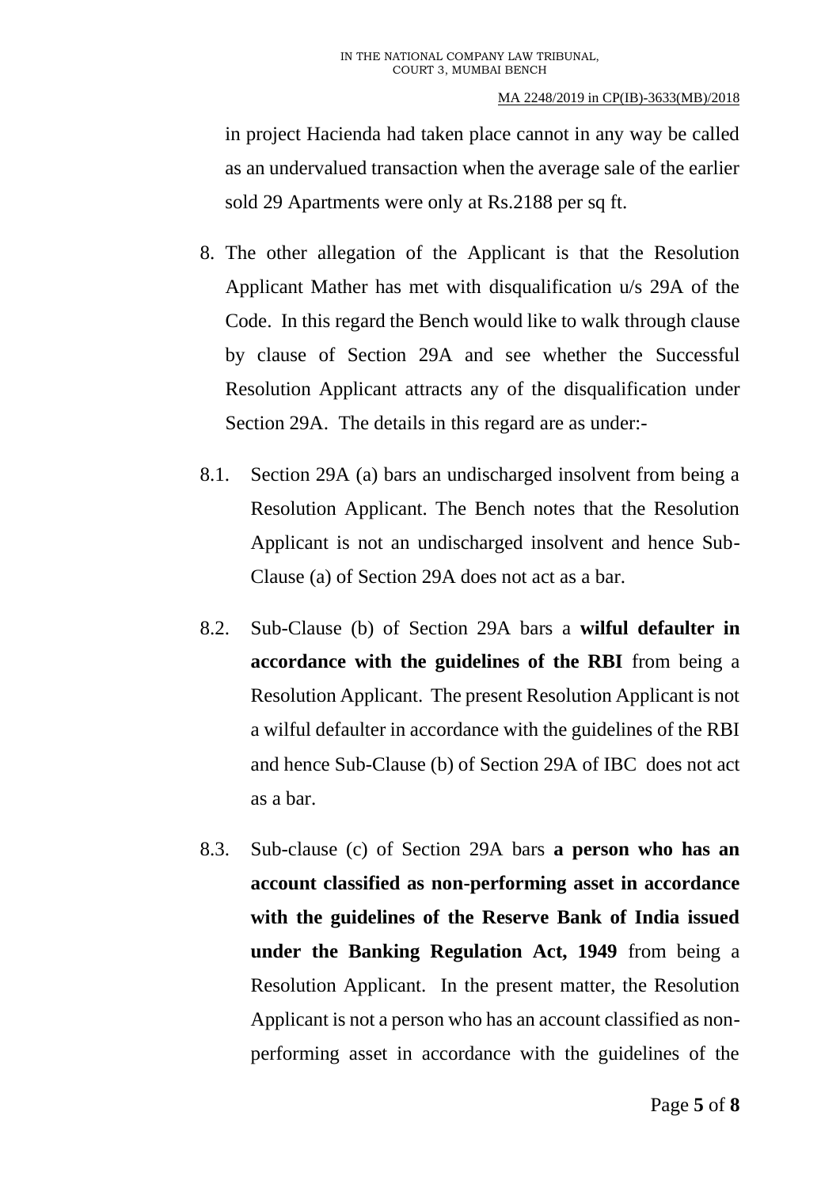in project Hacienda had taken place cannot in any way be called as an undervalued transaction when the average sale of the earlier sold 29 Apartments were only at Rs.2188 per sq ft.

8. The other allegation of the Applicant is that the Resolution Applicant Mather has met with disqualification u/s 29A of the Code. In this regard the Bench would like to walk through clause by clause of Section 29A and see whether the Successful Resolution Applicant attracts any of the disqualification under Section 29A. The details in this regard are as under:-

8.1. Section 29A (a) bars an undischarged insolvent from being a Resolution Applicant. The Bench notes that the Resolution Applicant is not an undischarged insolvent and hence Sub-Clause (a) of Section 29A does not act as a bar.

8.2. Sub-Clause (b) of Section 29A bars a **wilful defaulter in accordance with the guidelines of the RBI** from being a Resolution Applicant. The present Resolution Applicant is not a wilful defaulter in accordance with the guidelines of the RBI and hence Sub-Clause (b) of Section 29A of IBC does not act as a bar.

8.3. Sub-clause (c) of Section 29A bars **a person who has an account classified as non-performing asset in accordance with the guidelines of the Reserve Bank of India issued under the Banking Regulation Act, 1949** from being a Resolution Applicant. In the present matter, the Resolution Applicant is not a person who has an account classified as non-performing asset in accordance with the guidelines of the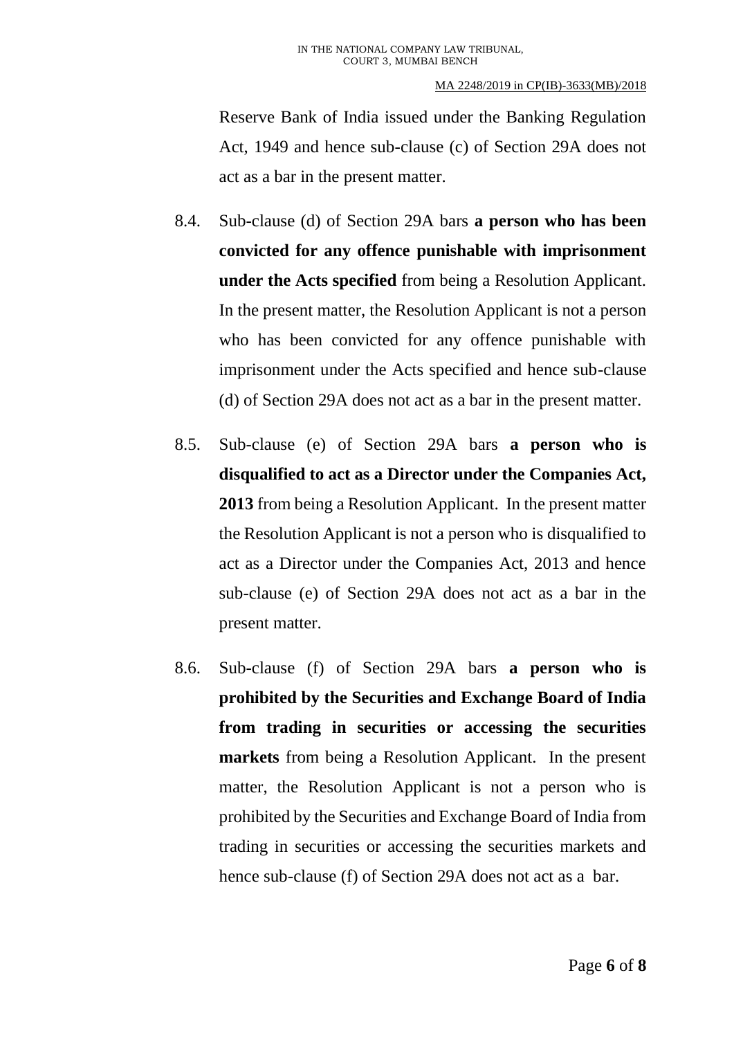Reserve Bank of India issued under the Banking Regulation Act, 1949 and hence sub-clause (c) of Section 29A does not act as a bar in the present matter.

8.4. Sub-clause (d) of Section 29A bars **a person who has been convicted for any offence punishable with imprisonment under the Acts specified** from being a Resolution Applicant. In the present matter, the Resolution Applicant is not a person who has been convicted for any offence punishable with imprisonment under the Acts specified and hence sub-clause (d) of Section 29A does not act as a bar in the present matter.

8.5. Sub-clause (e) of Section 29A bars **a person who is disqualified to act as a Director under the Companies Act, 2013** from being a Resolution Applicant. In the present matter the Resolution Applicant is not a person who is disqualified to act as a Director under the Companies Act, 2013 and hence sub-clause (e) of Section 29A does not act as a bar in the present matter.

8.6. Sub-clause (f) of Section 29A bars **a person who is prohibited by the Securities and Exchange Board of India from trading in securities or accessing the securities markets** from being a Resolution Applicant. In the present matter, the Resolution Applicant is not a person who is prohibited by the Securities and Exchange Board of India from trading in securities or accessing the securities markets and hence sub-clause (f) of Section 29A does not act as a bar.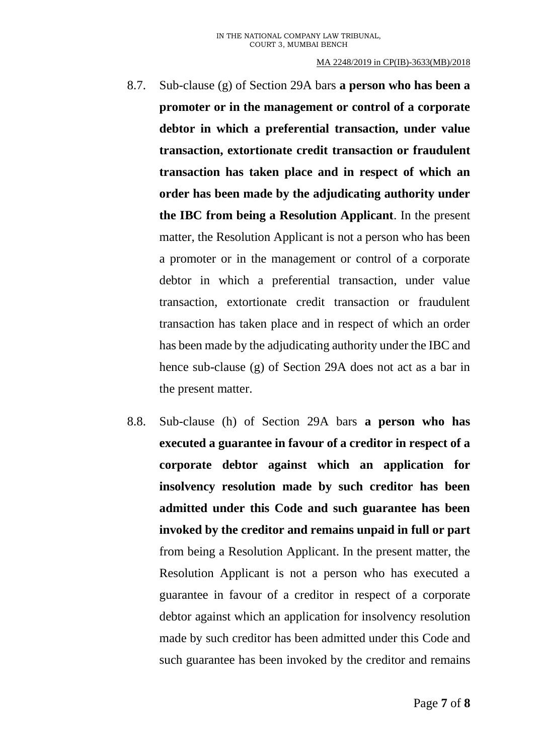8.7. Sub-clause (g) of Section 29A bars **a person who has been a promoter or in the management or control of a corporate debtor in which a preferential transaction, under value transaction, extortionate credit transaction or fraudulent transaction has taken place and in respect of which an order has been made by the adjudicating authority under the IBC from being a Resolution Applicant**. In the present matter, the Resolution Applicant is not a person who has been a promoter or in the management or control of a corporate debtor in which a preferential transaction, under value transaction, extortionate credit transaction or fraudulent transaction has taken place and in respect of which an order has been made by the adjudicating authority under the IBC and hence sub-clause (g) of Section 29A does not act as a bar in the present matter.

8.8. Sub-clause (h) of Section 29A bars **a person who has executed a guarantee in favour of a creditor in respect of a corporate debtor against which an application for insolvency resolution made by such creditor has been admitted under this Code and such guarantee has been invoked by the creditor and remains unpaid in full or part** from being a Resolution Applicant. In the present matter, the Resolution Applicant is not a person who has executed a guarantee in favour of a creditor in respect of a corporate debtor against which an application for insolvency resolution made by such creditor has been admitted under this Code and such guarantee has been invoked by the creditor and remains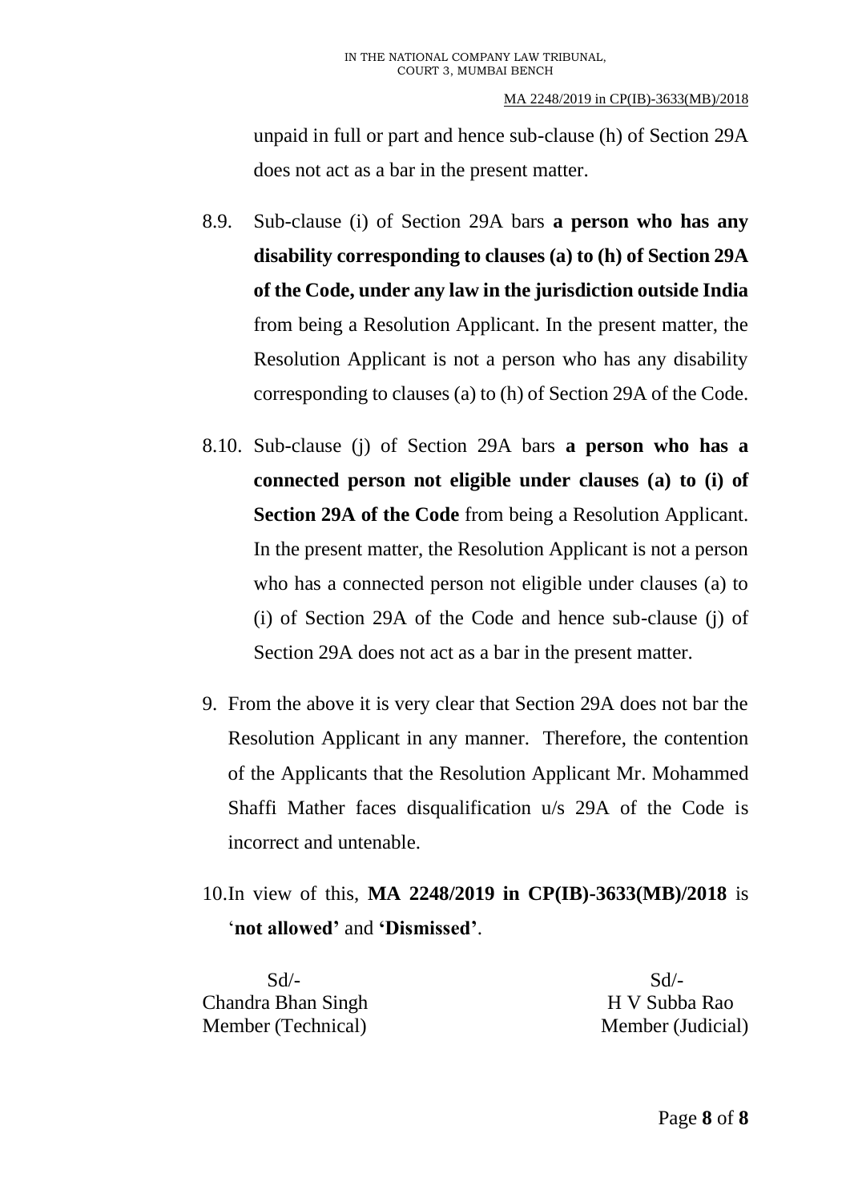unpaid in full or part and hence sub-clause (h) of Section 29A does not act as a bar in the present matter.

8.9. Sub-clause (i) of Section 29A bars **a person who has any disability corresponding to clauses (a) to (h) of Section 29A of the Code, under any law in the jurisdiction outside India** from being a Resolution Applicant. In the present matter, the Resolution Applicant is not a person who has any disability corresponding to clauses (a) to (h) of Section 29A of the Code.

8.10. Sub-clause (j) of Section 29A bars **a person who has a connected person not eligible under clauses (a) to (i) of Section 29A of the Code** from being a Resolution Applicant. In the present matter, the Resolution Applicant is not a person who has a connected person not eligible under clauses (a) to (i) of Section 29A of the Code and hence sub-clause (j) of Section 29A does not act as a bar in the present matter.

9. From the above it is very clear that Section 29A does not bar the Resolution Applicant in any manner. Therefore, the contention of the Applicants that the Resolution Applicant Mr. Mohammed Shaffi Mather faces disqualification u/s 29A of the Code is incorrect and untenable.

10. In view of this, **MA 2248/2019 in CP(IB)-3633(MB)/2018** is '**not allowed'** and **'Dismissed'**.

| | |
|---|---|
| Sd/- | Sd/- |
| Chandra Bhan Singh | H V Subba Rao |
| Member (Technical) | Member (Judicial) |